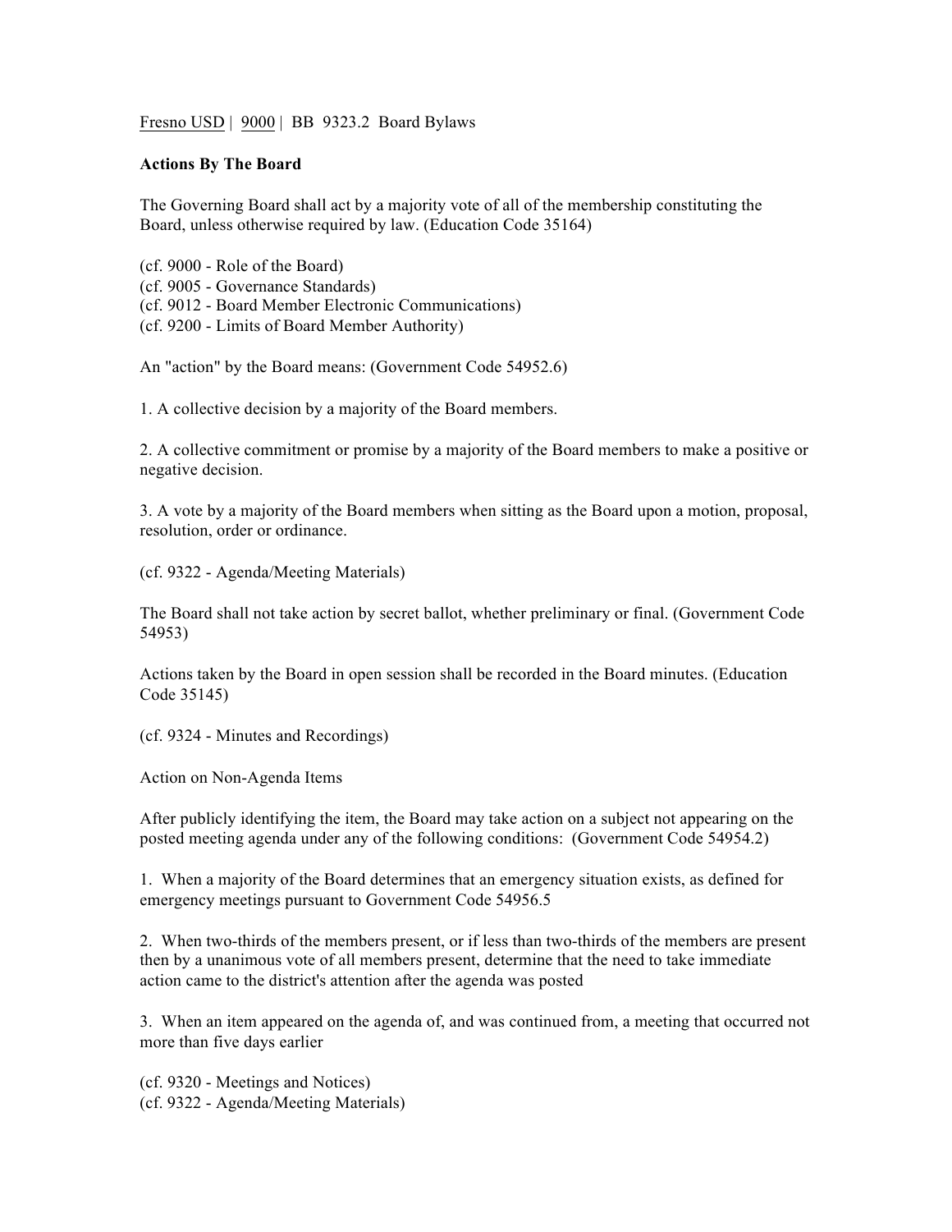Fresno USD | 9000 | BB 9323.2 Board Bylaws

**Actions By The Board**

The Governing Board shall act by a majority vote of all of the membership constituting the Board, unless otherwise required by law. (Education Code 35164)

(cf. 9000 - Role of the Board)
(cf. 9005 - Governance Standards)
(cf. 9012 - Board Member Electronic Communications)
(cf. 9200 - Limits of Board Member Authority)

An "action" by the Board means: (Government Code 54952.6)

1. A collective decision by a majority of the Board members.

2. A collective commitment or promise by a majority of the Board members to make a positive or negative decision.

3. A vote by a majority of the Board members when sitting as the Board upon a motion, proposal, resolution, order or ordinance.

(cf. 9322 - Agenda/Meeting Materials)

The Board shall not take action by secret ballot, whether preliminary or final. (Government Code 54953)

Actions taken by the Board in open session shall be recorded in the Board minutes. (Education Code 35145)

(cf. 9324 - Minutes and Recordings)

Action on Non-Agenda Items

After publicly identifying the item, the Board may take action on a subject not appearing on the posted meeting agenda under any of the following conditions: (Government Code 54954.2)

1. When a majority of the Board determines that an emergency situation exists, as defined for emergency meetings pursuant to Government Code 54956.5

2. When two-thirds of the members present, or if less than two-thirds of the members are present then by a unanimous vote of all members present, determine that the need to take immediate action came to the district's attention after the agenda was posted

3. When an item appeared on the agenda of, and was continued from, a meeting that occurred not more than five days earlier

(cf. 9320 - Meetings and Notices)
(cf. 9322 - Agenda/Meeting Materials)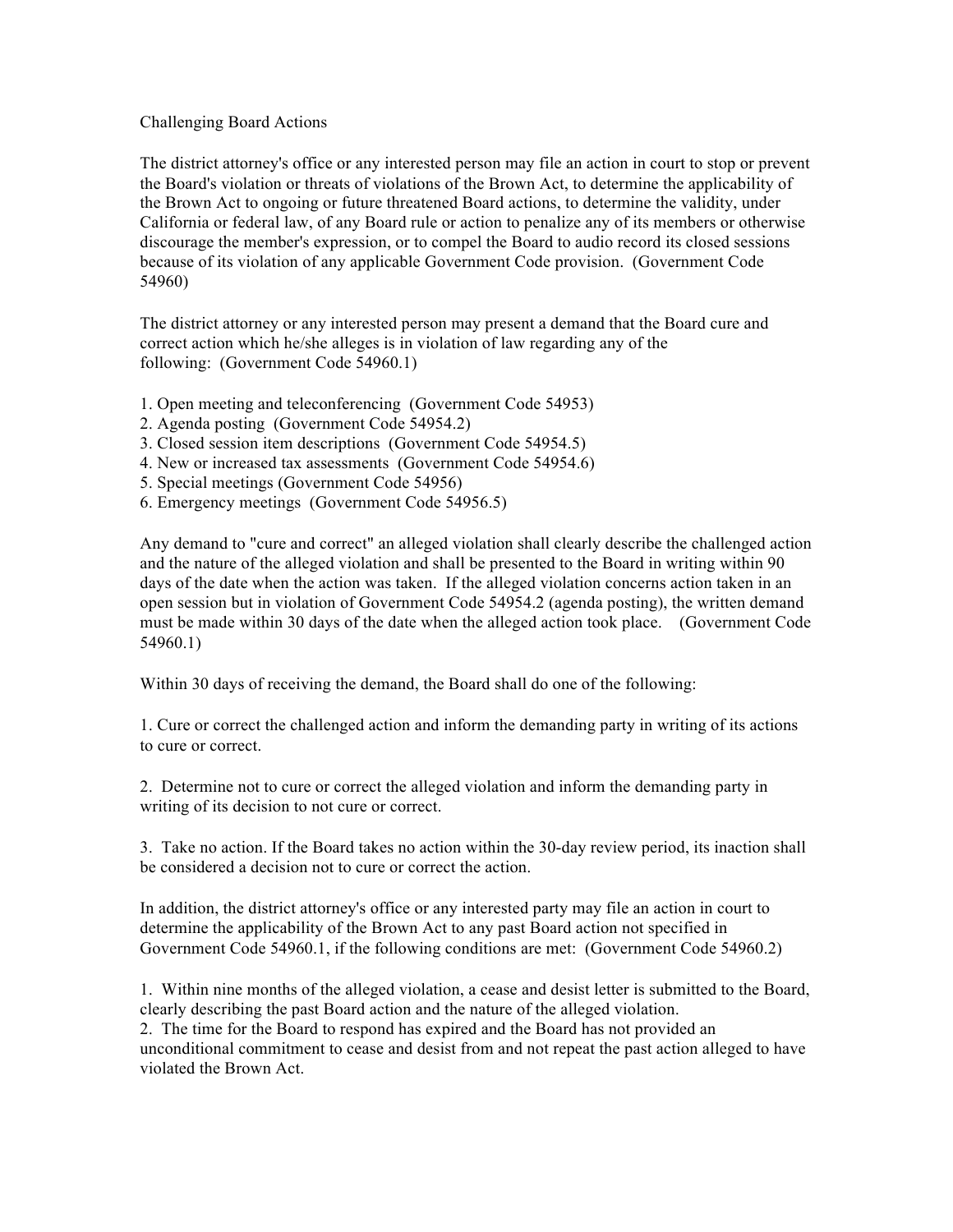Challenging Board Actions

The district attorney's office or any interested person may file an action in court to stop or prevent the Board's violation or threats of violations of the Brown Act, to determine the applicability of the Brown Act to ongoing or future threatened Board actions, to determine the validity, under California or federal law, of any Board rule or action to penalize any of its members or otherwise discourage the member's expression, or to compel the Board to audio record its closed sessions because of its violation of any applicable Government Code provision. (Government Code 54960)

The district attorney or any interested person may present a demand that the Board cure and correct action which he/she alleges is in violation of law regarding any of the following: (Government Code 54960.1)

1. Open meeting and teleconferencing (Government Code 54953)
2. Agenda posting (Government Code 54954.2)
3. Closed session item descriptions (Government Code 54954.5)
4. New or increased tax assessments (Government Code 54954.6)
5. Special meetings (Government Code 54956)
6. Emergency meetings (Government Code 54956.5)

Any demand to "cure and correct" an alleged violation shall clearly describe the challenged action and the nature of the alleged violation and shall be presented to the Board in writing within 90 days of the date when the action was taken. If the alleged violation concerns action taken in an open session but in violation of Government Code 54954.2 (agenda posting), the written demand must be made within 30 days of the date when the alleged action took place. (Government Code 54960.1)

Within 30 days of receiving the demand, the Board shall do one of the following:

1. Cure or correct the challenged action and inform the demanding party in writing of its actions to cure or correct.

2. Determine not to cure or correct the alleged violation and inform the demanding party in writing of its decision to not cure or correct.

3. Take no action. If the Board takes no action within the 30-day review period, its inaction shall be considered a decision not to cure or correct the action.

In addition, the district attorney's office or any interested party may file an action in court to determine the applicability of the Brown Act to any past Board action not specified in Government Code 54960.1, if the following conditions are met: (Government Code 54960.2)

1. Within nine months of the alleged violation, a cease and desist letter is submitted to the Board, clearly describing the past Board action and the nature of the alleged violation.
2. The time for the Board to respond has expired and the Board has not provided an unconditional commitment to cease and desist from and not repeat the past action alleged to have violated the Brown Act.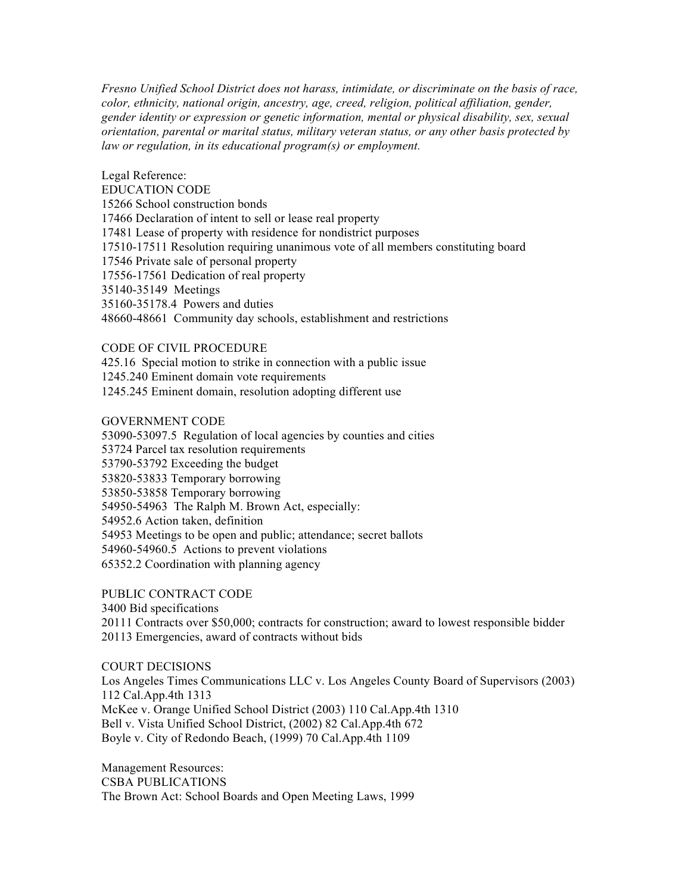*Fresno Unified School District does not harass, intimidate, or discriminate on the basis of race, color, ethnicity, national origin, ancestry, age, creed, religion, political affiliation, gender, gender identity or expression or genetic information, mental or physical disability, sex, sexual orientation, parental or marital status, military veteran status, or any other basis protected by law or regulation, in its educational program(s) or employment.*

Legal Reference:
EDUCATION CODE
15266 School construction bonds
17466 Declaration of intent to sell or lease real property
17481 Lease of property with residence for nondistrict purposes
17510-17511 Resolution requiring unanimous vote of all members constituting board
17546 Private sale of personal property
17556-17561 Dedication of real property
35140-35149 Meetings
35160-35178.4 Powers and duties
48660-48661 Community day schools, establishment and restrictions

CODE OF CIVIL PROCEDURE
425.16 Special motion to strike in connection with a public issue
1245.240 Eminent domain vote requirements
1245.245 Eminent domain, resolution adopting different use

GOVERNMENT CODE
53090-53097.5 Regulation of local agencies by counties and cities
53724 Parcel tax resolution requirements
53790-53792 Exceeding the budget
53820-53833 Temporary borrowing
53850-53858 Temporary borrowing
54950-54963 The Ralph M. Brown Act, especially:
54952.6 Action taken, definition
54953 Meetings to be open and public; attendance; secret ballots
54960-54960.5 Actions to prevent violations
65352.2 Coordination with planning agency

PUBLIC CONTRACT CODE
3400 Bid specifications
20111 Contracts over $50,000; contracts for construction; award to lowest responsible bidder
20113 Emergencies, award of contracts without bids

COURT DECISIONS
Los Angeles Times Communications LLC v. Los Angeles County Board of Supervisors (2003) 112 Cal.App.4th 1313
McKee v. Orange Unified School District (2003) 110 Cal.App.4th 1310
Bell v. Vista Unified School District, (2002) 82 Cal.App.4th 672
Boyle v. City of Redondo Beach, (1999) 70 Cal.App.4th 1109

Management Resources:
CSBA PUBLICATIONS
The Brown Act: School Boards and Open Meeting Laws, 1999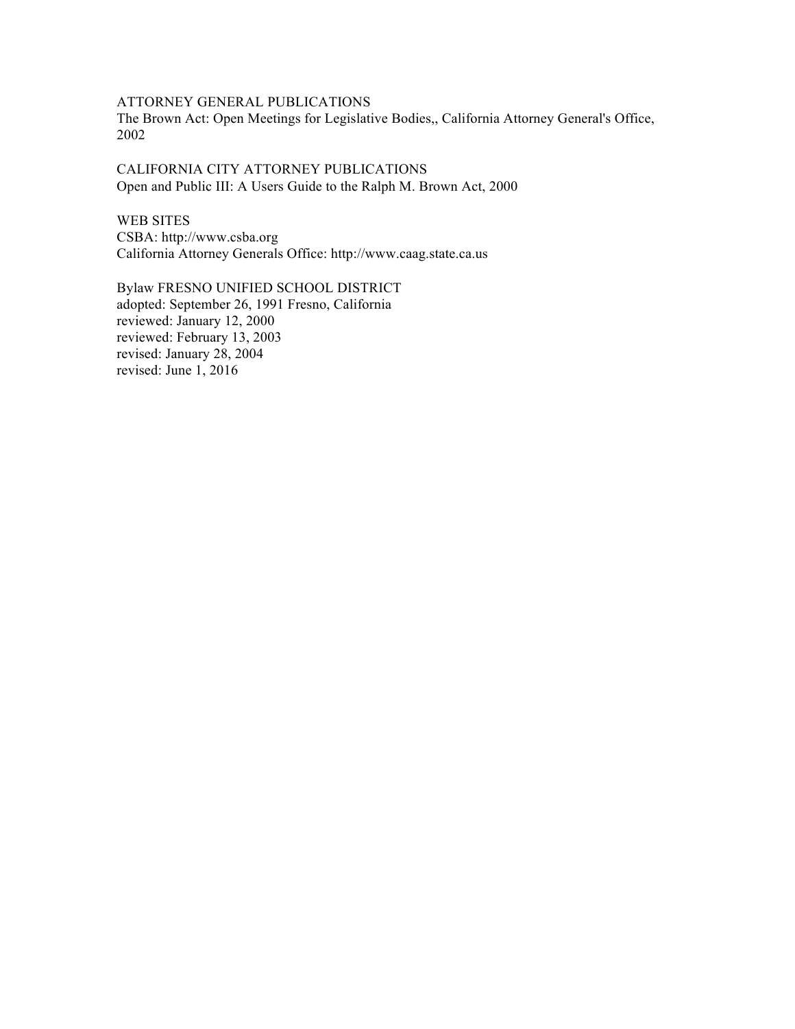ATTORNEY GENERAL PUBLICATIONS
The Brown Act: Open Meetings for Legislative Bodies,, California Attorney General's Office, 2002

CALIFORNIA CITY ATTORNEY PUBLICATIONS
Open and Public III: A Users Guide to the Ralph M. Brown Act, 2000

WEB SITES
CSBA: http://www.csba.org
California Attorney Generals Office: http://www.caag.state.ca.us

Bylaw FRESNO UNIFIED SCHOOL DISTRICT
adopted: September 26, 1991 Fresno, California
reviewed: January 12, 2000
reviewed: February 13, 2003
revised: January 28, 2004
revised: June 1, 2016